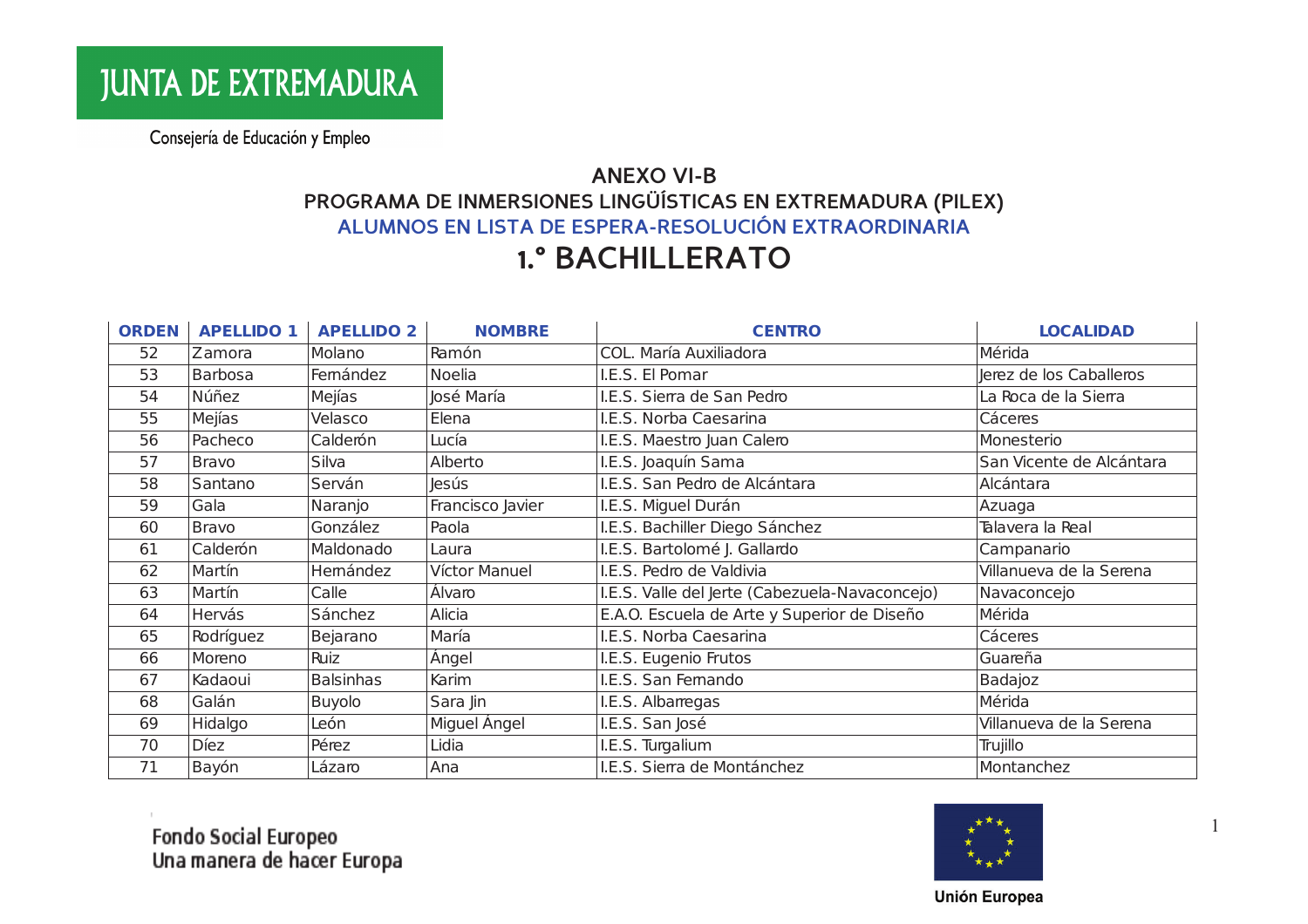JUNTA DE EXTREMADURA

Consejería de Educación y Empleo

## ANEXO VI-B

## PROGRAMA DE INMERSIONES LINGÜÍSTICAS EN EXTREMADURA (PILEX)

## ALUMNOS EN LISTA DE ESPERA-RESOLUCIÓN EXTRAORDINARIA

# 1.° BACHILLERATO

| ORDEN | APELLIDO 1 | APELLIDO 2 | NOMBRE | CENTRO | LOCALIDAD |
|---|---|---|---|---|---|
| 52 | Zamora | Molano | Ramón | COL. María Auxiliadora | Mérida |
| 53 | Barbosa | Fernández | Noelia | I.E.S. El Pomar | Jerez de los Caballeros |
| 54 | Núñez | Mejías | José María | I.E.S. Sierra de San Pedro | La Roca de la Sierra |
| 55 | Mejías | Velasco | Elena | I.E.S. Norba Caesarina | Cáceres |
| 56 | Pacheco | Calderón | Lucía | I.E.S. Maestro Juan Calero | Monesterio |
| 57 | Bravo | Silva | Alberto | I.E.S. Joaquín Sama | San Vicente de Alcántara |
| 58 | Santano | Serván | Jesús | I.E.S. San Pedro de Alcántara | Alcántara |
| 59 | Gala | Naranjo | Francisco Javier | I.E.S. Miguel Durán | Azuaga |
| 60 | Bravo | González | Paola | I.E.S. Bachiller Diego Sánchez | Talavera la Real |
| 61 | Calderón | Maldonado | Laura | I.E.S. Bartolomé J. Gallardo | Campanario |
| 62 | Martín | Hernández | Víctor Manuel | I.E.S. Pedro de Valdivia | Villanueva de la Serena |
| 63 | Martín | Calle | Álvaro | I.E.S. Valle del Jerte (Cabezuela-Navaconcejo) | Navaconcejo |
| 64 | Hervás | Sánchez | Alicia | E.A.O. Escuela de Arte y Superior de Diseño | Mérida |
| 65 | Rodríguez | Bejarano | María | I.E.S. Norba Caesarina | Cáceres |
| 66 | Moreno | Ruiz | Ángel | I.E.S. Eugenio Frutos | Guareña |
| 67 | Kadaoui | Balsinhas | Karim | I.E.S. San Fernando | Badajoz |
| 68 | Galán | Buyolo | Sara Jin | I.E.S. Albarregas | Mérida |
| 69 | Hidalgo | León | Miguel Ángel | I.E.S. San José | Villanueva de la Serena |
| 70 | Díez | Pérez | Lidia | I.E.S. Turgalium | Trujillo |
| 71 | Bayón | Lázaro | Ana | I.E.S. Sierra de Montánchez | Montanchez |

Fondo Social Europeo
Una manera de hacer Europa

Unión Europea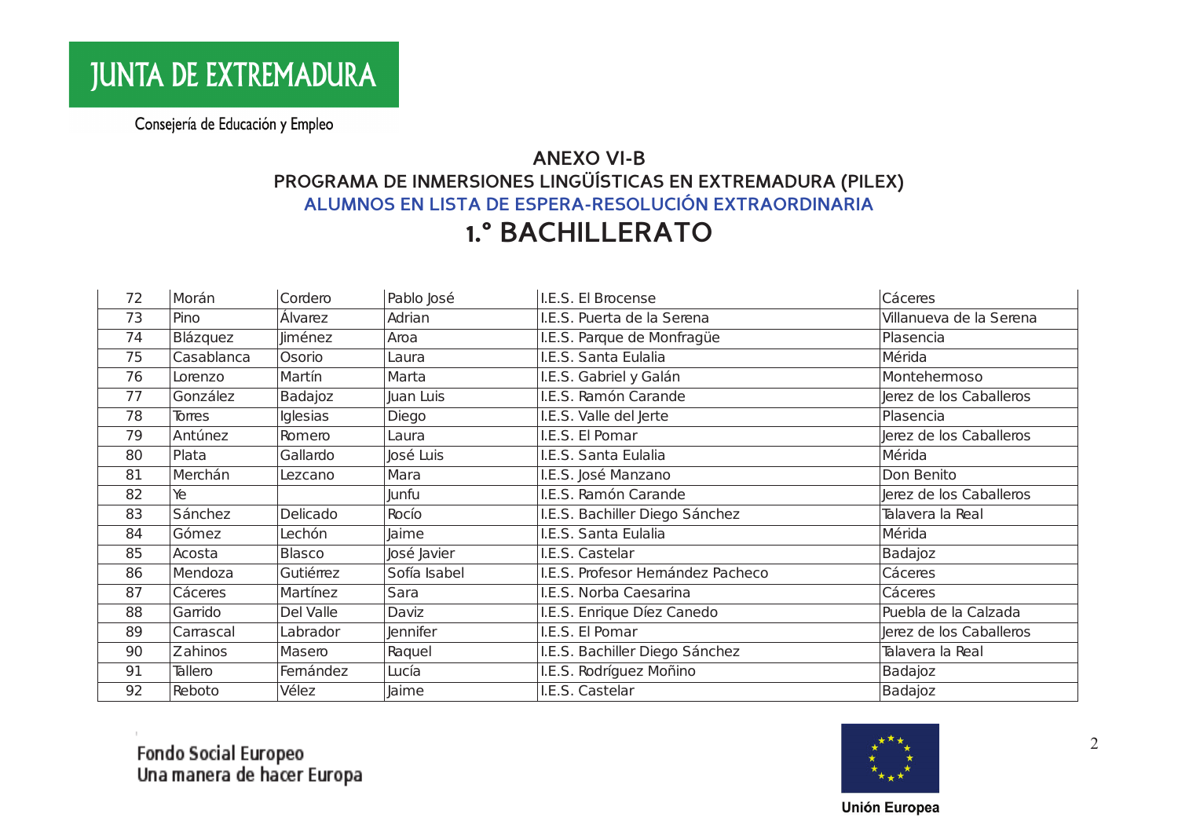JUNTA DE EXTREMADURA

Consejería de Educación y Empleo

## ANEXO VI-B
## PROGRAMA DE INMERSIONES LINGÜÍSTICAS EN EXTREMADURA (PILEX)
## ALUMNOS EN LISTA DE ESPERA-RESOLUCIÓN EXTRAORDINARIA
# 1.º BACHILLERATO

| | | | | | |
|---|---|---|---|---|---|
| 72 | Morán | Cordero | Pablo José | I.E.S. El Brocense | Cáceres |
| 73 | Pino | Álvarez | Adrian | I.E.S. Puerta de la Serena | Villanueva de la Serena |
| 74 | Blázquez | Jiménez | Aroa | I.E.S. Parque de Monfragüe | Plasencia |
| 75 | Casablanca | Osorio | Laura | I.E.S. Santa Eulalia | Mérida |
| 76 | Lorenzo | Martín | Marta | I.E.S. Gabriel y Galán | Montehermoso |
| 77 | González | Badajoz | Juan Luis | I.E.S. Ramón Carande | Jerez de los Caballeros |
| 78 | Torres | Iglesias | Diego | I.E.S. Valle del Jerte | Plasencia |
| 79 | Antúnez | Romero | Laura | I.E.S. El Pomar | Jerez de los Caballeros |
| 80 | Plata | Gallardo | José Luis | I.E.S. Santa Eulalia | Mérida |
| 81 | Merchán | Lezcano | Mara | I.E.S. José Manzano | Don Benito |
| 82 | Ye | | Junfu | I.E.S. Ramón Carande | Jerez de los Caballeros |
| 83 | Sánchez | Delicado | Rocío | I.E.S. Bachiller Diego Sánchez | Talavera la Real |
| 84 | Gómez | Lechón | Jaime | I.E.S. Santa Eulalia | Mérida |
| 85 | Acosta | Blasco | José Javier | I.E.S. Castelar | Badajoz |
| 86 | Mendoza | Gutiérrez | Sofía Isabel | I.E.S. Profesor Hernández Pacheco | Cáceres |
| 87 | Cáceres | Martínez | Sara | I.E.S. Norba Caesarina | Cáceres |
| 88 | Garrido | Del Valle | Daviz | I.E.S. Enrique Díez Canedo | Puebla de la Calzada |
| 89 | Carrascal | Labrador | Jennifer | I.E.S. El Pomar | Jerez de los Caballeros |
| 90 | Zahinos | Masero | Raquel | I.E.S. Bachiller Diego Sánchez | Talavera la Real |
| 91 | Tallero | Fernández | Lucía | I.E.S. Rodríguez Moñino | Badajoz |
| 92 | Reboto | Vélez | Jaime | I.E.S. Castelar | Badajoz |

Fondo Social Europeo
Una manera de hacer Europa

Unión Europea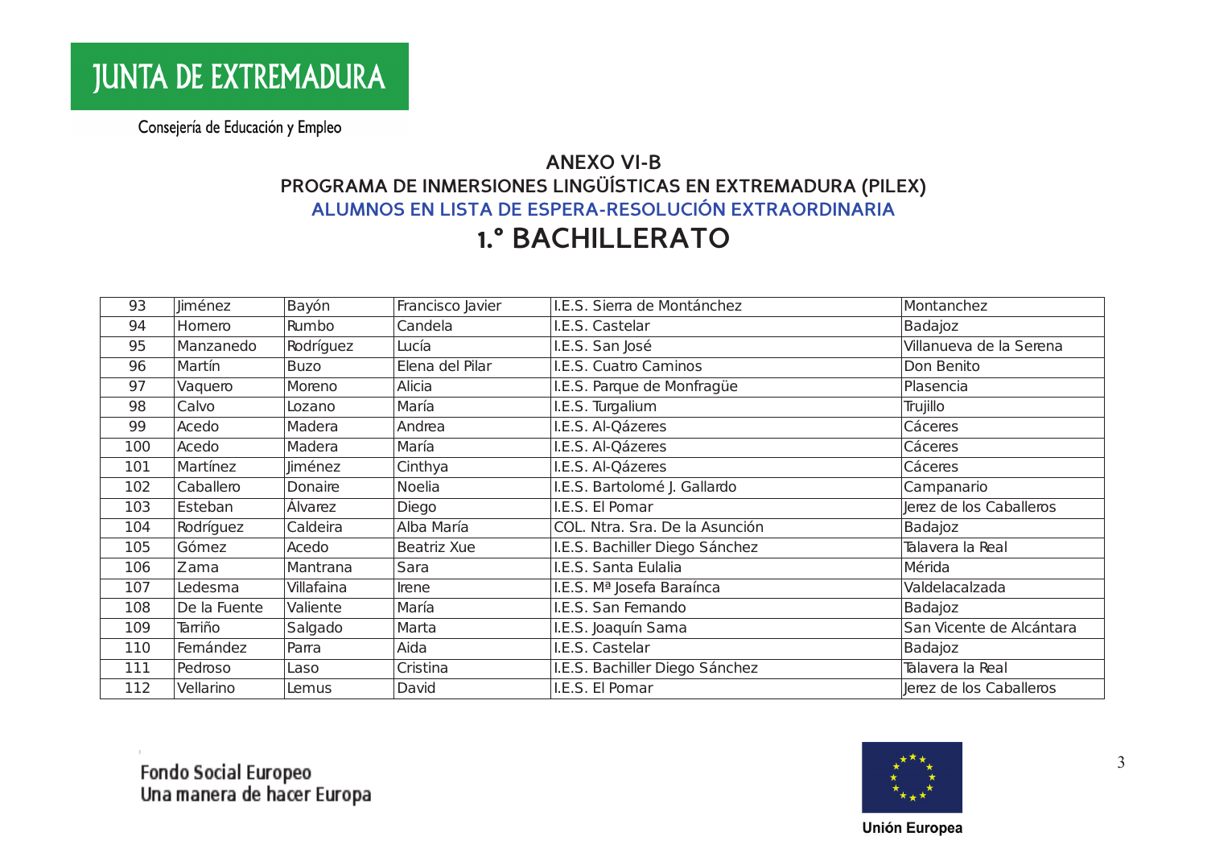JUNTA DE EXTREMADURA

Consejería de Educación y Empleo

## ANEXO VI-B

## PROGRAMA DE INMERSIONES LINGÜÍSTICAS EN EXTREMADURA (PILEX)

## ALUMNOS EN LISTA DE ESPERA-RESOLUCIÓN EXTRAORDINARIA

# 1.º BACHILLERATO

| | | | | | |
|---|---|---|---|---|---|
| 93 | Jiménez | Bayón | Francisco Javier | I.E.S. Sierra de Montánchez | Montanchez |
| 94 | Homero | Rumbo | Candela | I.E.S. Castelar | Badajoz |
| 95 | Manzanedo | Rodríguez | Lucía | I.E.S. San José | Villanueva de la Serena |
| 96 | Martín | Buzo | Elena del Pilar | I.E.S. Cuatro Caminos | Don Benito |
| 97 | Vaquero | Moreno | Alicia | I.E.S. Parque de Monfragüe | Plasencia |
| 98 | Calvo | Lozano | María | I.E.S. Turgalium | Trujillo |
| 99 | Acedo | Madera | Andrea | I.E.S. Al-Qázeres | Cáceres |
| 100 | Acedo | Madera | María | I.E.S. Al-Qázeres | Cáceres |
| 101 | Martínez | Jiménez | Cinthya | I.E.S. Al-Qázeres | Cáceres |
| 102 | Caballero | Donaire | Noelia | I.E.S. Bartolomé J. Gallardo | Campanario |
| 103 | Esteban | Álvarez | Diego | I.E.S. El Pomar | Jerez de los Caballeros |
| 104 | Rodríguez | Caldeira | Alba María | COL. Ntra. Sra. De la Asunción | Badajoz |
| 105 | Gómez | Acedo | Beatriz Xue | I.E.S. Bachiller Diego Sánchez | Talavera la Real |
| 106 | Zama | Mantrana | Sara | I.E.S. Santa Eulalia | Mérida |
| 107 | Ledesma | Villafaina | Irene | I.E.S. Mª Josefa Baraínca | Valdelacalzada |
| 108 | De la Fuente | Valiente | María | I.E.S. San Fernando | Badajoz |
| 109 | Tarriño | Salgado | Marta | I.E.S. Joaquín Sama | San Vicente de Alcántara |
| 110 | Fernández | Parra | Aida | I.E.S. Castelar | Badajoz |
| 111 | Pedroso | Laso | Cristina | I.E.S. Bachiller Diego Sánchez | Talavera la Real |
| 112 | Vellarino | Lemus | David | I.E.S. El Pomar | Jerez de los Caballeros |

Fondo Social Europeo
Una manera de hacer Europa

Unión Europea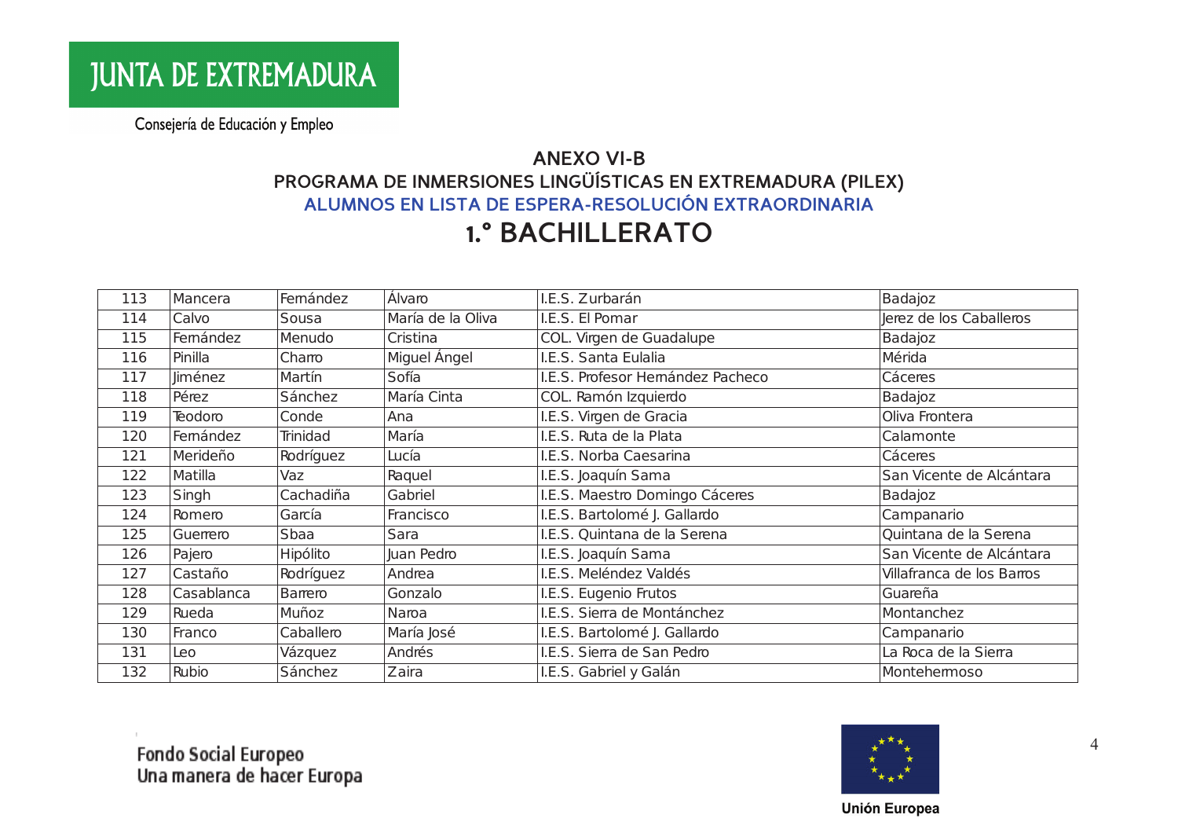JUNTA DE EXTREMADURA

Consejería de Educación y Empleo

## ANEXO VI-B
## PROGRAMA DE INMERSIONES LINGÜÍSTICAS EN EXTREMADURA (PILEX)
## ALUMNOS EN LISTA DE ESPERA-RESOLUCIÓN EXTRAORDINARIA
# 1.° BACHILLERATO

| | | | | | |
|---|---|---|---|---|---|
| 113 | Mancera | Fernández | Álvaro | I.E.S. Zurbarán | Badajoz |
| 114 | Calvo | Sousa | María de la Oliva | I.E.S. El Pomar | Jerez de los Caballeros |
| 115 | Fernández | Menudo | Cristina | COL. Virgen de Guadalupe | Badajoz |
| 116 | Pinilla | Charro | Miguel Ángel | I.E.S. Santa Eulalia | Mérida |
| 117 | Jiménez | Martín | Sofía | I.E.S. Profesor Hernández Pacheco | Cáceres |
| 118 | Pérez | Sánchez | María Cinta | COL. Ramón Izquierdo | Badajoz |
| 119 | Teodoro | Conde | Ana | I.E.S. Virgen de Gracia | Oliva Frontera |
| 120 | Fernández | Trinidad | María | I.E.S. Ruta de la Plata | Calamonte |
| 121 | Merideño | Rodríguez | Lucía | I.E.S. Norba Caesarina | Cáceres |
| 122 | Matilla | Vaz | Raquel | I.E.S. Joaquín Sama | San Vicente de Alcántara |
| 123 | Singh | Cachadiña | Gabriel | I.E.S. Maestro Domingo Cáceres | Badajoz |
| 124 | Romero | García | Francisco | I.E.S. Bartolomé J. Gallardo | Campanario |
| 125 | Guerrero | Sbaa | Sara | I.E.S. Quintana de la Serena | Quintana de la Serena |
| 126 | Pajero | Hipólito | Juan Pedro | I.E.S. Joaquín Sama | San Vicente de Alcántara |
| 127 | Castaño | Rodríguez | Andrea | I.E.S. Meléndez Valdés | Villafranca de los Barros |
| 128 | Casablanca | Barrero | Gonzalo | I.E.S. Eugenio Frutos | Guareña |
| 129 | Rueda | Muñoz | Naroa | I.E.S. Sierra de Montánchez | Montanchez |
| 130 | Franco | Caballero | María José | I.E.S. Bartolomé J. Gallardo | Campanario |
| 131 | Leo | Vázquez | Andrés | I.E.S. Sierra de San Pedro | La Roca de la Sierra |
| 132 | Rubio | Sánchez | Zaira | I.E.S. Gabriel y Galán | Montehermoso |

Fondo Social Europeo
Una manera de hacer Europa

Unión Europea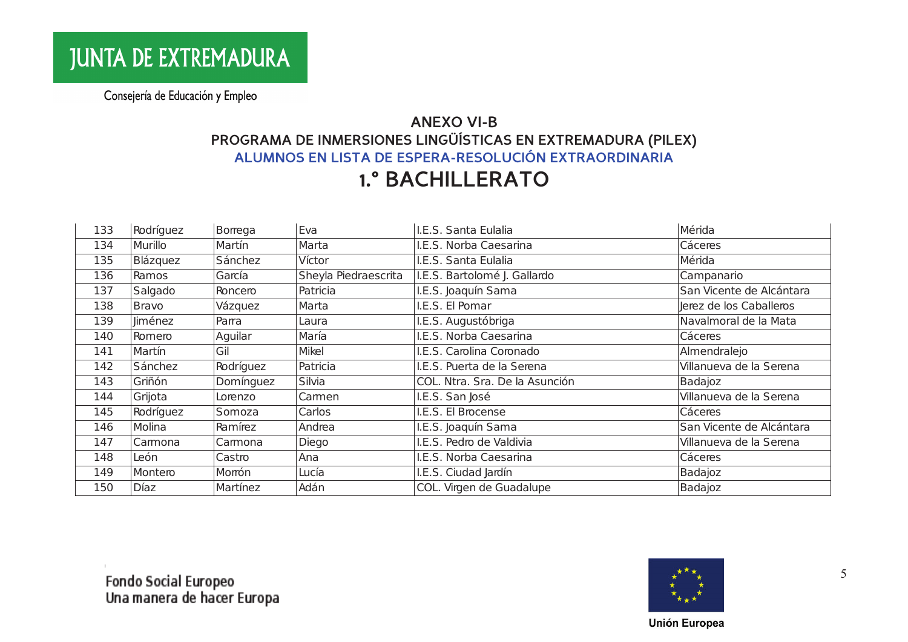JUNTA DE EXTREMADURA

Consejería de Educación y Empleo

## ANEXO VI-B

## PROGRAMA DE INMERSIONES LINGÜÍSTICAS EN EXTREMADURA (PILEX)

## ALUMNOS EN LISTA DE ESPERA-RESOLUCIÓN EXTRAORDINARIA

# 1.º BACHILLERATO

| | | | | | |
|---|---|---|---|---|---|
| 133 | Rodríguez | Borrega | Eva | I.E.S. Santa Eulalia | Mérida |
| 134 | Murillo | Martín | Marta | I.E.S. Norba Caesarina | Cáceres |
| 135 | Blázquez | Sánchez | Víctor | I.E.S. Santa Eulalia | Mérida |
| 136 | Ramos | García | Sheyla Piedraescrita | I.E.S. Bartolomé J. Gallardo | Campanario |
| 137 | Salgado | Roncero | Patricia | I.E.S. Joaquín Sama | San Vicente de Alcántara |
| 138 | Bravo | Vázquez | Marta | I.E.S. El Pomar | Jerez de los Caballeros |
| 139 | Jiménez | Parra | Laura | I.E.S. Augustóbriga | Navalmoral de la Mata |
| 140 | Romero | Aguilar | María | I.E.S. Norba Caesarina | Cáceres |
| 141 | Martín | Gil | Mikel | I.E.S. Carolina Coronado | Almendralejo |
| 142 | Sánchez | Rodríguez | Patricia | I.E.S. Puerta de la Serena | Villanueva de la Serena |
| 143 | Griñón | Domínguez | Silvia | COL. Ntra. Sra. De la Asunción | Badajoz |
| 144 | Grijota | Lorenzo | Carmen | I.E.S. San José | Villanueva de la Serena |
| 145 | Rodríguez | Somoza | Carlos | I.E.S. El Brocense | Cáceres |
| 146 | Molina | Ramírez | Andrea | I.E.S. Joaquín Sama | San Vicente de Alcántara |
| 147 | Carmona | Carmona | Diego | I.E.S. Pedro de Valdivia | Villanueva de la Serena |
| 148 | León | Castro | Ana | I.E.S. Norba Caesarina | Cáceres |
| 149 | Montero | Morrón | Lucía | I.E.S. Ciudad Jardín | Badajoz |
| 150 | Díaz | Martínez | Adán | COL. Virgen de Guadalupe | Badajoz |

Fondo Social Europeo
Una manera de hacer Europa

Unión Europea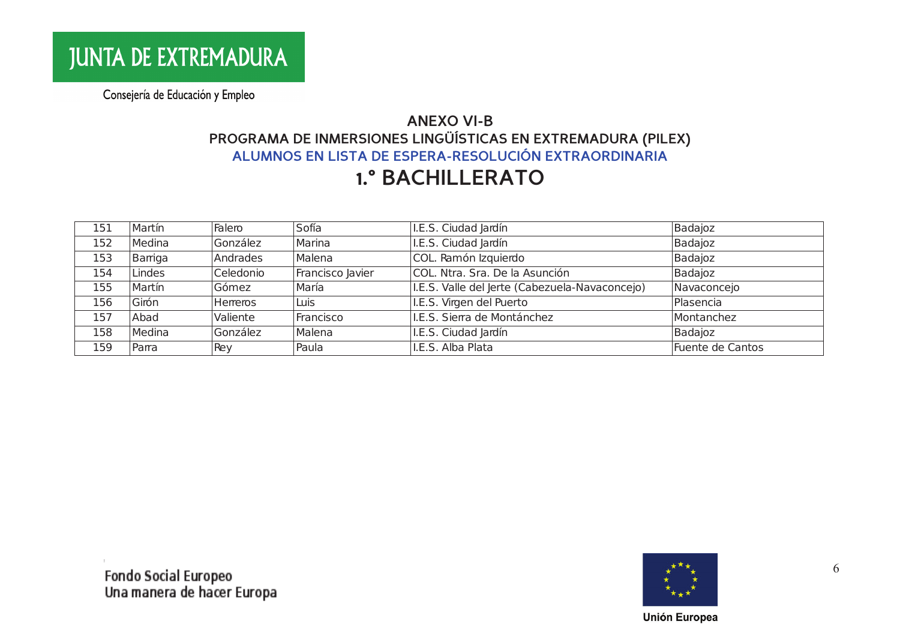JUNTA DE EXTREMADURA

Consejería de Educación y Empleo

## ANEXO VI-B

## PROGRAMA DE INMERSIONES LINGÜÍSTICAS EN EXTREMADURA (PILEX)

## ALUMNOS EN LISTA DE ESPERA-RESOLUCIÓN EXTRAORDINARIA

# 1.º BACHILLERATO

| | | | | | |
|---|---|---|---|---|---|
| 151 | Martín | Falero | Sofía | I.E.S. Ciudad Jardín | Badajoz |
| 152 | Medina | González | Marina | I.E.S. Ciudad Jardín | Badajoz |
| 153 | Barriga | Andrades | Malena | COL. Ramón Izquierdo | Badajoz |
| 154 | Lindes | Celedonio | Francisco Javier | COL. Ntra. Sra. De la Asunción | Badajoz |
| 155 | Martín | Gómez | María | I.E.S. Valle del Jerte (Cabezuela-Navaconcejo) | Navaconcejo |
| 156 | Girón | Herreros | Luis | I.E.S. Virgen del Puerto | Plasencia |
| 157 | Abad | Valiente | Francisco | I.E.S. Sierra de Montánchez | Montanchez |
| 158 | Medina | González | Malena | I.E.S. Ciudad Jardín | Badajoz |
| 159 | Parra | Rey | Paula | I.E.S. Alba Plata | Fuente de Cantos |

Fondo Social Europeo
Una manera de hacer Europa

Unión Europea